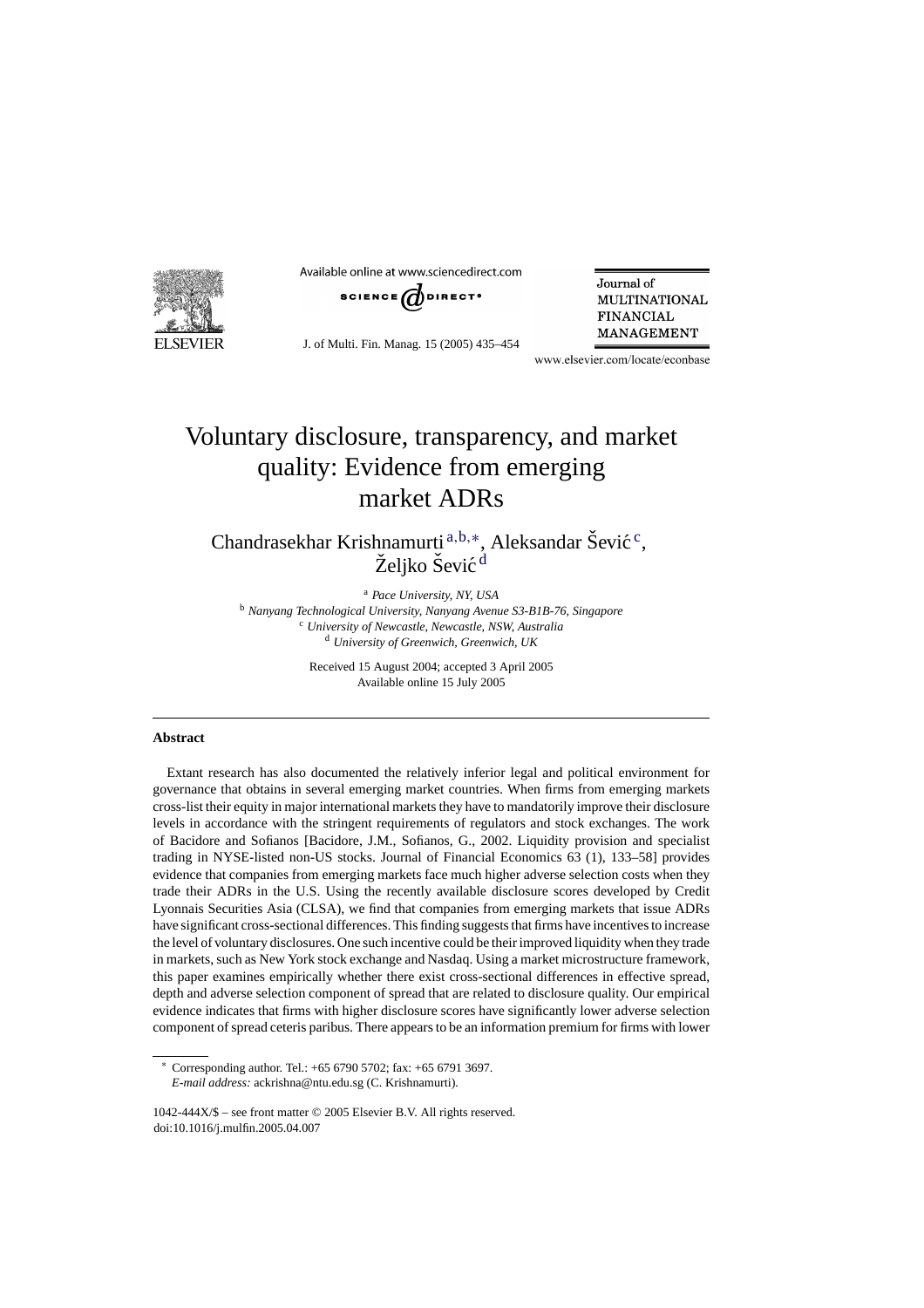# Voluntary disclosure, transparency, and market quality: Evidence from emerging market ADRs

Chandrasekhar Krishnamurti [a,b,*], Aleksandar Šević [c], Željko Šević [d]

[a] *Pace University, NY, USA*
[b] *Nanyang Technological University, Nanyang Avenue S3-B1B-76, Singapore*
[c] *University of Newcastle, Newcastle, NSW, Australia*
[d] *University of Greenwich, Greenwich, UK*

Received 15 August 2004; accepted 3 April 2005
Available online 15 July 2005

---

## Abstract

Extant research has also documented the relatively inferior legal and political environment for governance that obtains in several emerging market countries. When firms from emerging markets cross-list their equity in major international markets they have to mandatorily improve their disclosure levels in accordance with the stringent requirements of regulators and stock exchanges. The work of Bacidore and Sofianos [Bacidore, J.M., Sofianos, G., 2002. Liquidity provision and specialist trading in NYSE-listed non-US stocks. Journal of Financial Economics 63 (1), 133–58] provides evidence that companies from emerging markets face much higher adverse selection costs when they trade their ADRs in the U.S. Using the recently available disclosure scores developed by Credit Lyonnais Securities Asia (CLSA), we find that companies from emerging markets that issue ADRs have significant cross-sectional differences. This finding suggests that firms have incentives to increase the level of voluntary disclosures. One such incentive could be their improved liquidity when they trade in markets, such as New York stock exchange and Nasdaq. Using a market microstructure framework, this paper examines empirically whether there exist cross-sectional differences in effective spread, depth and adverse selection component of spread that are related to disclosure quality. Our empirical evidence indicates that firms with higher disclosure scores have significantly lower adverse selection component of spread ceteris paribus. There appears to be an information premium for firms with lower

---

* Corresponding author. Tel.: +65 6790 5702; fax: +65 6791 3697.
*E-mail address:* ackrishna@ntu.edu.sg (C. Krishnamurti).

1042-444X/$ – see front matter © 2005 Elsevier B.V. All rights reserved.
doi:10.1016/j.mulfin.2005.04.007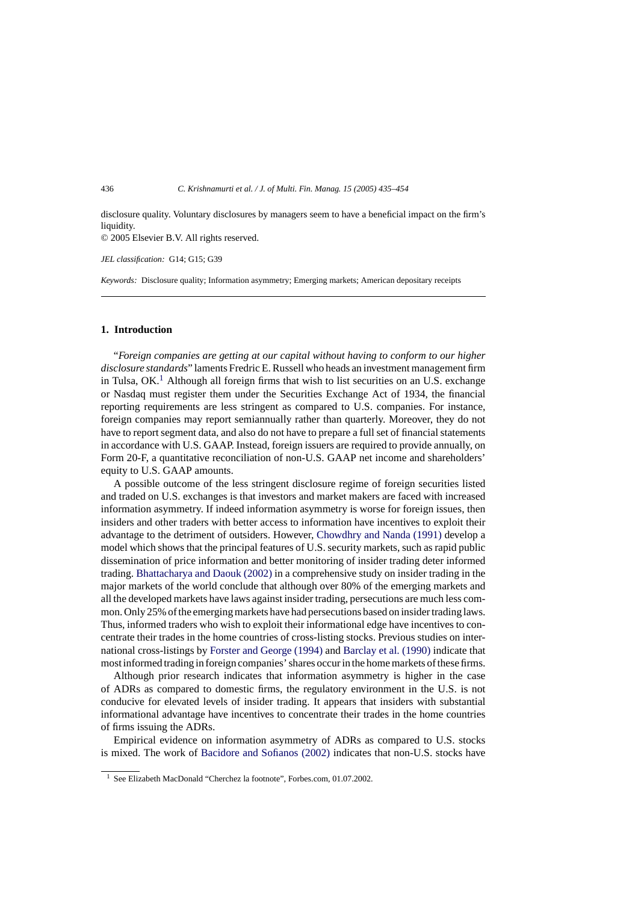disclosure quality. Voluntary disclosures by managers seem to have a beneficial impact on the firm's liquidity.

© 2005 Elsevier B.V. All rights reserved.

*JEL classification:* G14; G15; G39

*Keywords:* Disclosure quality; Information asymmetry; Emerging markets; American depositary receipts

## 1. Introduction

"*Foreign companies are getting at our capital without having to conform to our higher disclosure standards*" laments Fredric E. Russell who heads an investment management firm in Tulsa, OK.[1] Although all foreign firms that wish to list securities on an U.S. exchange or Nasdaq must register them under the Securities Exchange Act of 1934, the financial reporting requirements are less stringent as compared to U.S. companies. For instance, foreign companies may report semiannually rather than quarterly. Moreover, they do not have to report segment data, and also do not have to prepare a full set of financial statements in accordance with U.S. GAAP. Instead, foreign issuers are required to provide annually, on Form 20-F, a quantitative reconciliation of non-U.S. GAAP net income and shareholders' equity to U.S. GAAP amounts.

A possible outcome of the less stringent disclosure regime of foreign securities listed and traded on U.S. exchanges is that investors and market makers are faced with increased information asymmetry. If indeed information asymmetry is worse for foreign issues, then insiders and other traders with better access to information have incentives to exploit their advantage to the detriment of outsiders. However, Chowdhry and Nanda (1991) develop a model which shows that the principal features of U.S. security markets, such as rapid public dissemination of price information and better monitoring of insider trading deter informed trading. Bhattacharya and Daouk (2002) in a comprehensive study on insider trading in the major markets of the world conclude that although over 80% of the emerging markets and all the developed markets have laws against insider trading, persecutions are much less common. Only 25% of the emerging markets have had persecutions based on insider trading laws. Thus, informed traders who wish to exploit their informational edge have incentives to concentrate their trades in the home countries of cross-listing stocks. Previous studies on international cross-listings by Forster and George (1994) and Barclay et al. (1990) indicate that most informed trading in foreign companies' shares occur in the home markets of these firms.

Although prior research indicates that information asymmetry is higher in the case of ADRs as compared to domestic firms, the regulatory environment in the U.S. is not conducive for elevated levels of insider trading. It appears that insiders with substantial informational advantage have incentives to concentrate their trades in the home countries of firms issuing the ADRs.

Empirical evidence on information asymmetry of ADRs as compared to U.S. stocks is mixed. The work of Bacidore and Sofianos (2002) indicates that non-U.S. stocks have

[1] See Elizabeth MacDonald "Cherchez la footnote", Forbes.com, 01.07.2002.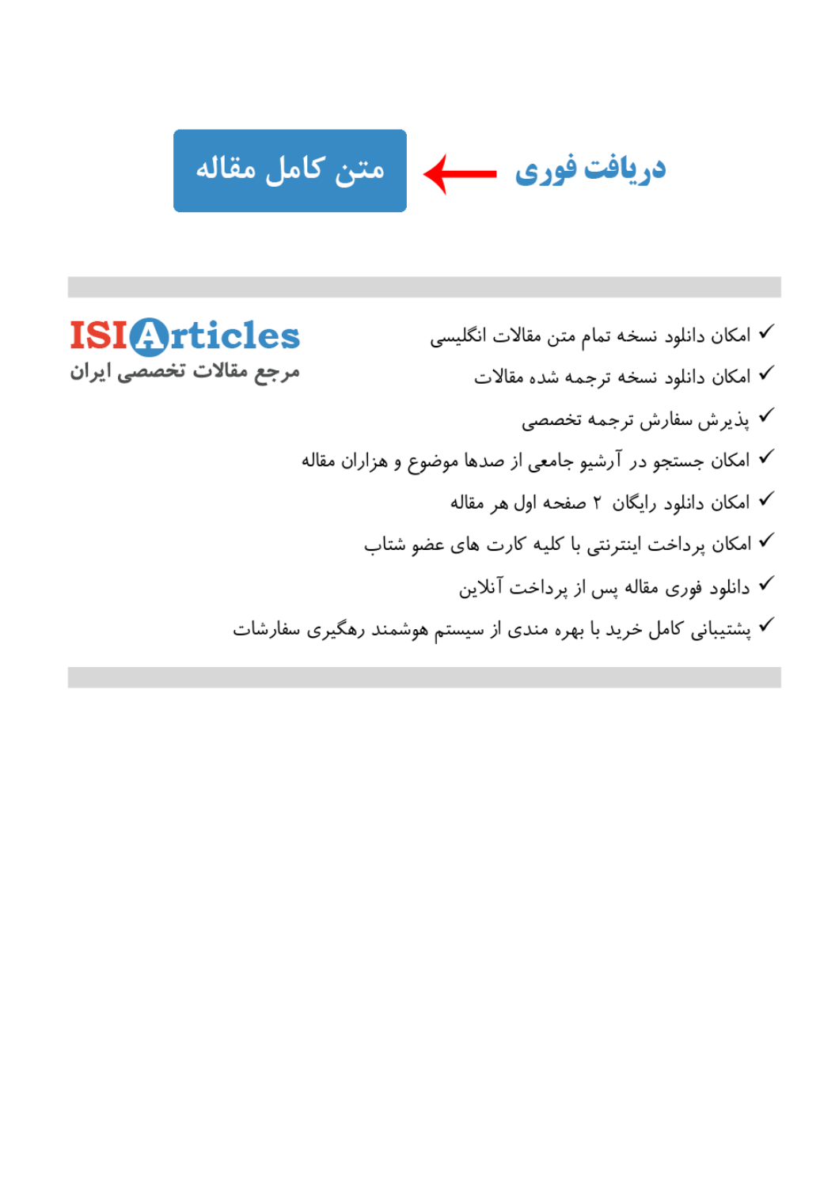دریافت فوری ← متن کامل مقاله

**ISIArticles**
مرجع مقالات تخصصی ایران

- ✓ امکان دانلود نسخه تمام متن مقالات انگلیسی
- ✓ امکان دانلود نسخه ترجمه شده مقالات
- ✓ پذیرش سفارش ترجمه تخصصی
- ✓ امکان جستجو در آرشیو جامعی از صدها موضوع و هزاران مقاله
- ✓ امکان دانلود رایگان ۲ صفحه اول هر مقاله
- ✓ امکان پرداخت اینترنتی با کلیه کارت های عضو شتاب
- ✓ دانلود فوری مقاله پس از پرداخت آنلاین
- ✓ پشتیبانی کامل خرید با بهره مندی از سیستم هوشمند رهگیری سفارشات